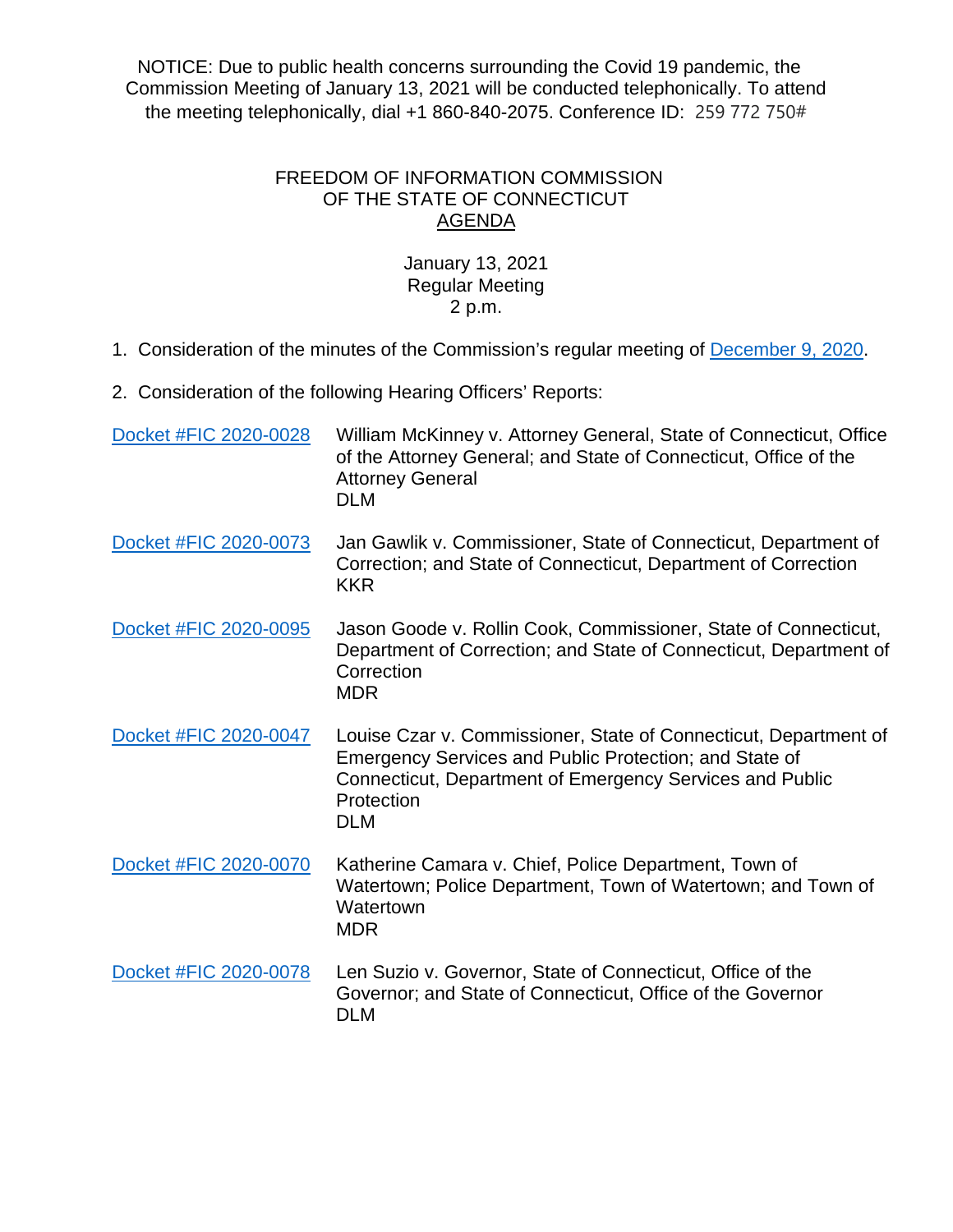NOTICE: Due to public health concerns surrounding the Covid 19 pandemic, the Commission Meeting of January 13, 2021 will be conducted telephonically. To attend the meeting telephonically, dial +1 860-840-2075. Conference ID: 259 772 750#

# FREEDOM OF INFORMATION COMMISSION OF THE STATE OF CONNECTICUT

## AGENDA

January 13, 2021
Regular Meeting
2 p.m.

1. Consideration of the minutes of the Commission's regular meeting of December 9, 2020.

2. Consideration of the following Hearing Officers' Reports:

| | |
|---|---|
| Docket #FIC 2020-0028 | William McKinney v. Attorney General, State of Connecticut, Office of the Attorney General; and State of Connecticut, Office of the Attorney General<br>DLM |
| Docket #FIC 2020-0073 | Jan Gawlik v. Commissioner, State of Connecticut, Department of Correction; and State of Connecticut, Department of Correction<br>KKR |
| Docket #FIC 2020-0095 | Jason Goode v. Rollin Cook, Commissioner, State of Connecticut, Department of Correction; and State of Connecticut, Department of Correction<br>MDR |
| Docket #FIC 2020-0047 | Louise Czar v. Commissioner, State of Connecticut, Department of Emergency Services and Public Protection; and State of Connecticut, Department of Emergency Services and Public Protection<br>DLM |
| Docket #FIC 2020-0070 | Katherine Camara v. Chief, Police Department, Town of Watertown; Police Department, Town of Watertown; and Town of Watertown<br>MDR |
| Docket #FIC 2020-0078 | Len Suzio v. Governor, State of Connecticut, Office of the Governor; and State of Connecticut, Office of the Governor<br>DLM |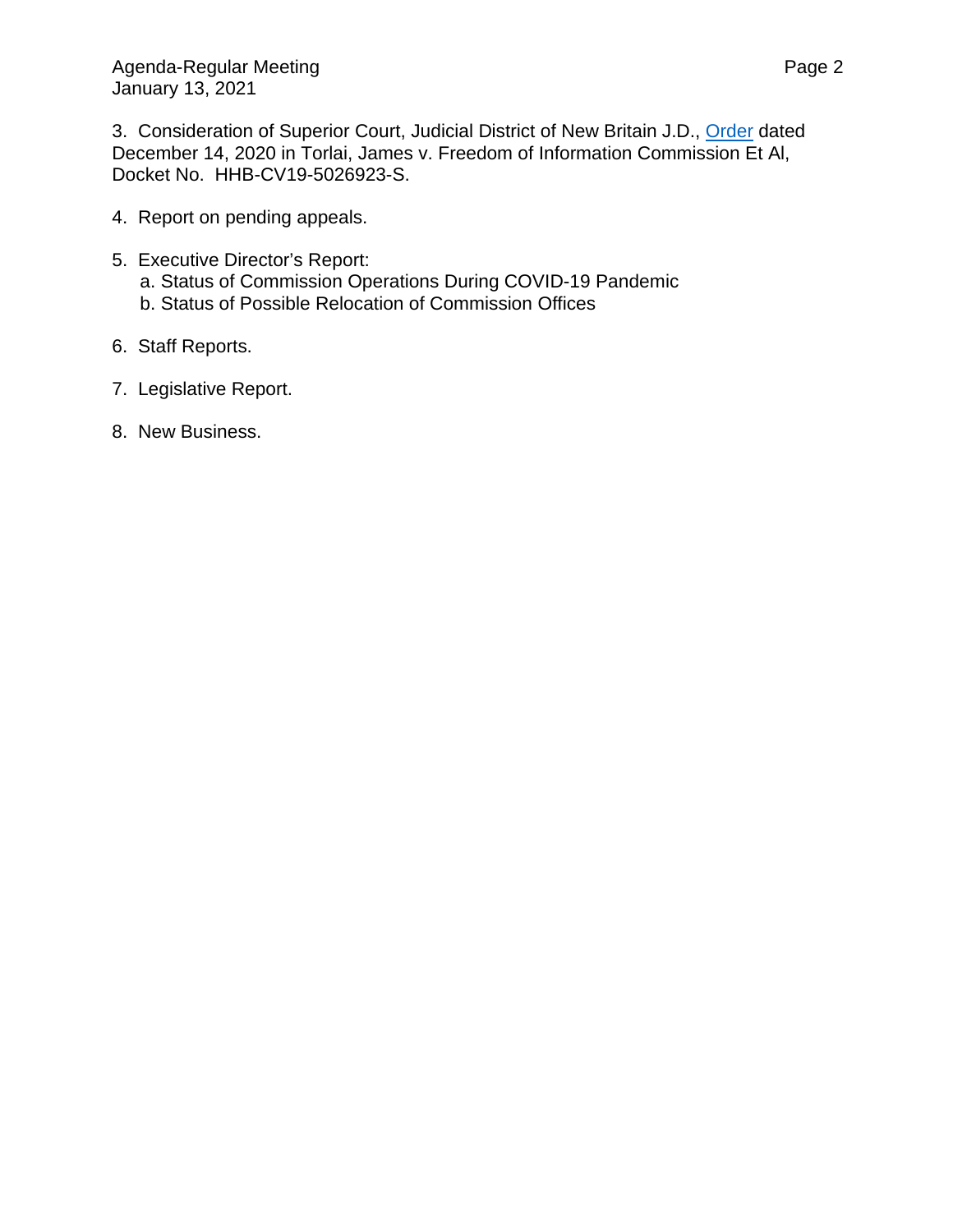3. Consideration of Superior Court, Judicial District of New Britain J.D., Order dated December 14, 2020 in Torlai, James v. Freedom of Information Commission Et Al, Docket No. HHB-CV19-5026923-S.

4. Report on pending appeals.

5. Executive Director's Report:
   a. Status of Commission Operations During COVID-19 Pandemic
   b. Status of Possible Relocation of Commission Offices

6. Staff Reports.

7. Legislative Report.

8. New Business.